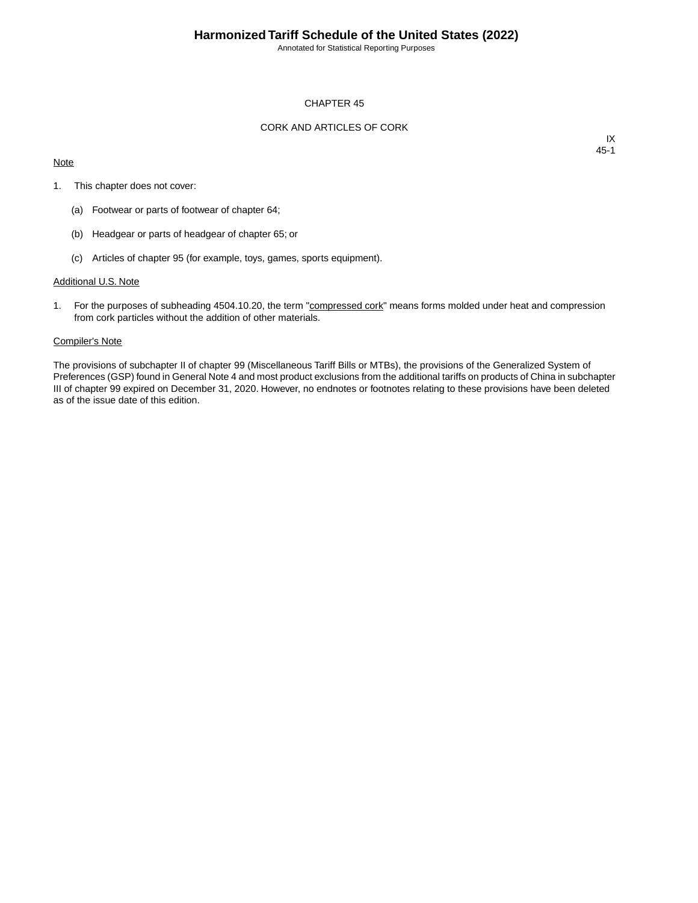# CHAPTER 45

## CORK AND ARTICLES OF CORK

<u>Note</u>

1. This chapter does not cover:

   (a) Footwear or parts of footwear of chapter 64;

   (b) Headgear or parts of headgear of chapter 65; or

   (c) Articles of chapter 95 (for example, toys, games, sports equipment).

<u>Additional U.S. Note</u>

1. For the purposes of subheading 4504.10.20, the term "<u>compressed cork</u>" means forms molded under heat and compression from cork particles without the addition of other materials.

<u>Compiler's Note</u>

The provisions of subchapter II of chapter 99 (Miscellaneous Tariff Bills or MTBs), the provisions of the Generalized System of Preferences (GSP) found in General Note 4 and most product exclusions from the additional tariffs on products of China in subchapter III of chapter 99 expired on December 31, 2020. However, no endnotes or footnotes relating to these provisions have been deleted as of the issue date of this edition.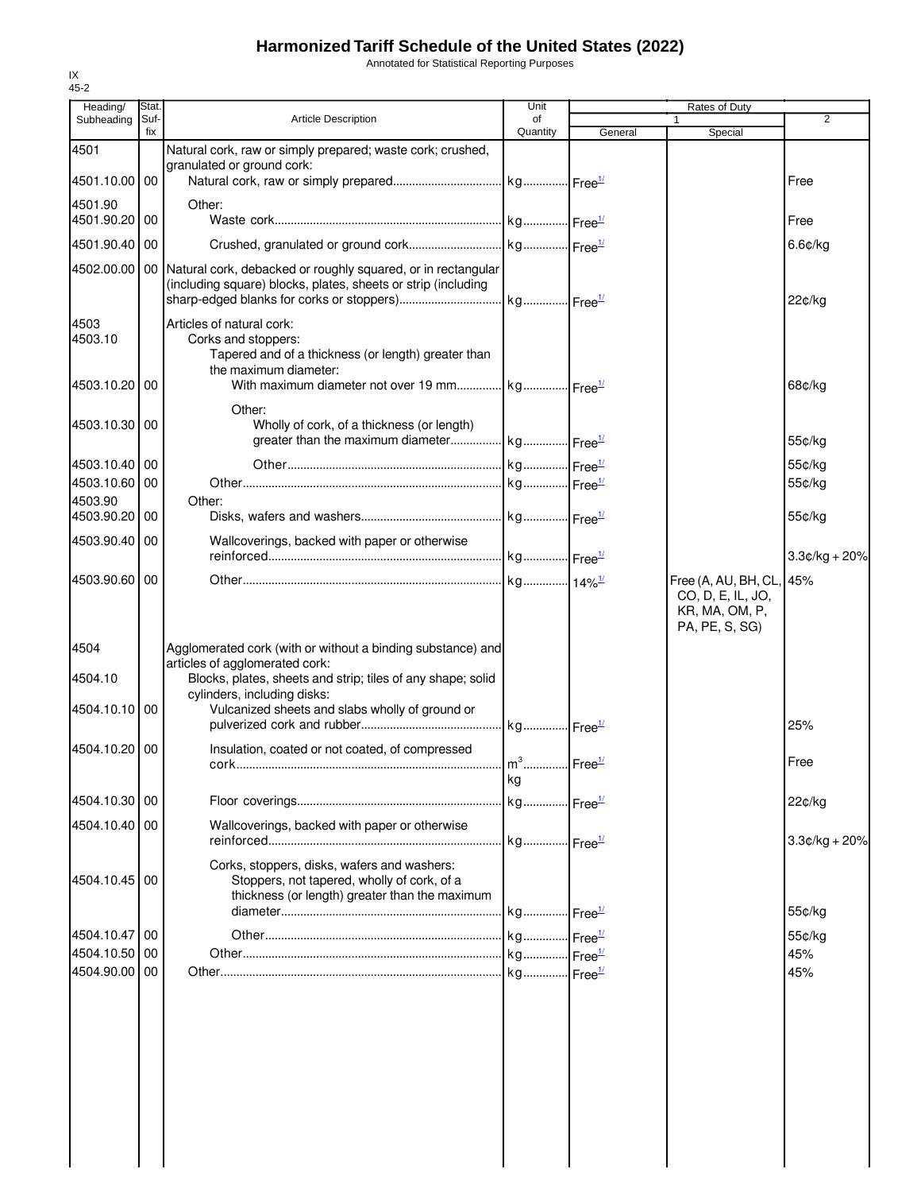# Harmonized Tariff Schedule of the United States (2022)

Annotated for Statistical Reporting Purposes

IX
45-2

| Heading/ Subheading | Stat. Suf- fix | Article Description | Unit of Quantity | Rates of Duty 1 General | Special | 2 |
|---|---|---|---|---|---|---|
| 4501 | | Natural cork, raw or simply prepared; waste cork; crushed, granulated or ground cork: | | | | |
| 4501.10.00 | 00 | Natural cork, raw or simply prepared | kg | Free[1/] | | Free |
| 4501.90 | | Other: | | | | |
| 4501.90.20 | 00 | Waste cork | kg | Free[1/] | | Free |
| 4501.90.40 | 00 | Crushed, granulated or ground cork | kg | Free[1/] | | 6.6¢/kg |
| 4502.00.00 | 00 | Natural cork, debacked or roughly squared, or in rectangular (including square) blocks, plates, sheets or strip (including sharp-edged blanks for corks or stoppers) | kg | Free[1/] | | 22¢/kg |
| 4503 | | Articles of natural cork: | | | | |
| 4503.10 | | Corks and stoppers: | | | | |
| | | Tapered and of a thickness (or length) greater than the maximum diameter: | | | | |
| 4503.10.20 | 00 | With maximum diameter not over 19 mm | kg | Free[1/] | | 68¢/kg |
| | | Other: | | | | |
| 4503.10.30 | 00 | Wholly of cork, of a thickness (or length) greater than the maximum diameter | kg | Free[1/] | | 55¢/kg |
| 4503.10.40 | 00 | Other | kg | Free[1/] | | 55¢/kg |
| 4503.10.60 | 00 | Other | kg | Free[1/] | | 55¢/kg |
| 4503.90 | | Other: | | | | |
| 4503.90.20 | 00 | Disks, wafers and washers | kg | Free[1/] | | 55¢/kg |
| 4503.90.40 | 00 | Wallcoverings, backed with paper or otherwise reinforced | kg | Free[1/] | | 3.3¢/kg + 20% |
| 4503.90.60 | 00 | Other | kg | 14%[1/] | Free (A, AU, BH, CL, CO, D, E, IL, JO, KR, MA, OM, P, PA, PE, S, SG) | 45% |
| 4504 | | Agglomerated cork (with or without a binding substance) and articles of agglomerated cork: | | | | |
| 4504.10 | | Blocks, plates, sheets and strip; tiles of any shape; solid cylinders, including disks: | | | | |
| 4504.10.10 | 00 | Vulcanized sheets and slabs wholly of ground or pulverized cork and rubber | kg | Free[1/] | | 25% |
| 4504.10.20 | 00 | Insulation, coated or not coated, of compressed cork | $m^3$ kg | Free[1/] | | Free |
| 4504.10.30 | 00 | Floor coverings | kg | Free[1/] | | 22¢/kg |
| 4504.10.40 | 00 | Wallcoverings, backed with paper or otherwise reinforced | kg | Free[1/] | | 3.3¢/kg + 20% |
| | | Corks, stoppers, disks, wafers and washers: | | | | |
| 4504.10.45 | 00 | Stoppers, not tapered, wholly of cork, of a thickness (or length) greater than the maximum diameter | kg | Free[1/] | | 55¢/kg |
| 4504.10.47 | 00 | Other | kg | Free[1/] | | 55¢/kg |
| 4504.10.50 | 00 | Other | kg | Free[1/] | | 45% |
| 4504.90.00 | 00 | Other | kg | Free[1/] | | 45% |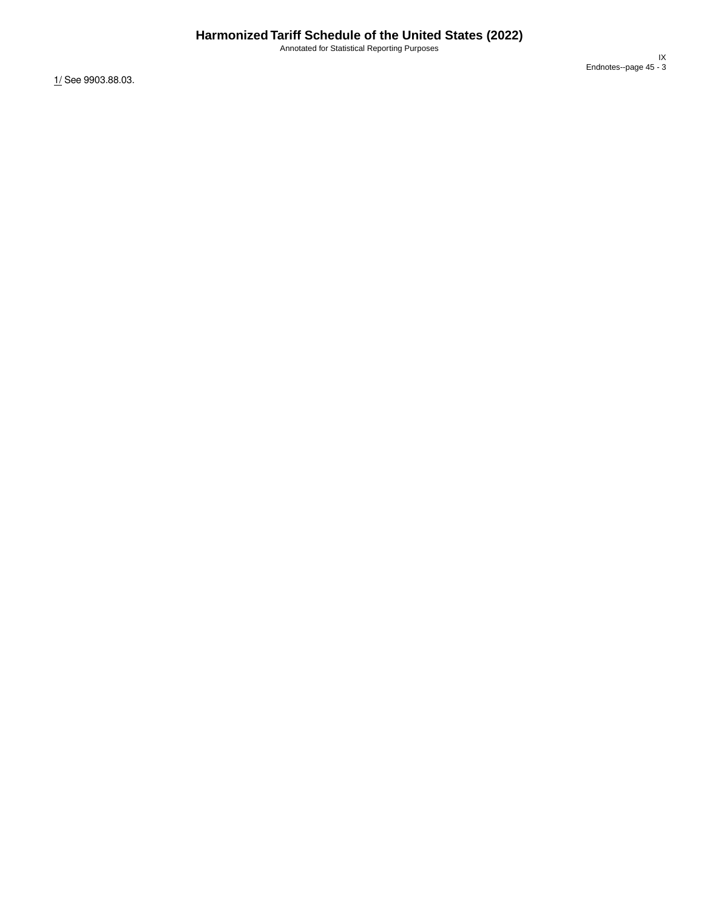1/ See 9903.88.03.